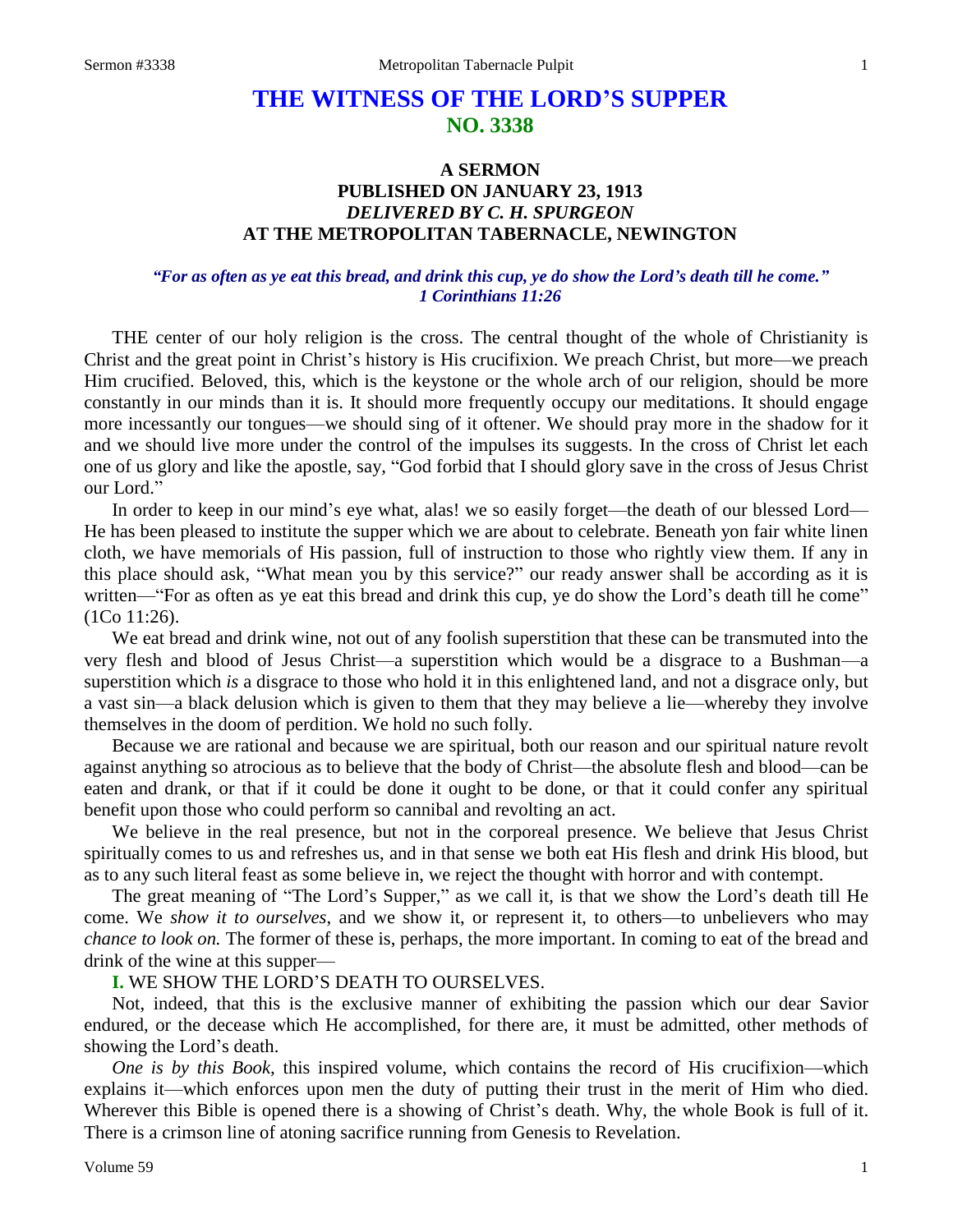# THE WITNESS OF THE LORD'S SUPPER
## NO. 3338

### A SERMON
### PUBLISHED ON JANUARY 23, 1913
### *DELIVERED BY C. H. SPURGEON*
### AT THE METROPOLITAN TABERNACLE, NEWINGTON

***"For as often as ye eat this bread, and drink this cup, ye do show the Lord's death till he come." 1 Corinthians 11:26***

THE center of our holy religion is the cross. The central thought of the whole of Christianity is Christ and the great point in Christ's history is His crucifixion. We preach Christ, but more—we preach Him crucified. Beloved, this, which is the keystone or the whole arch of our religion, should be more constantly in our minds than it is. It should more frequently occupy our meditations. It should engage more incessantly our tongues—we should sing of it oftener. We should pray more in the shadow for it and we should live more under the control of the impulses its suggests. In the cross of Christ let each one of us glory and like the apostle, say, "God forbid that I should glory save in the cross of Jesus Christ our Lord."

In order to keep in our mind's eye what, alas! we so easily forget—the death of our blessed Lord—He has been pleased to institute the supper which we are about to celebrate. Beneath yon fair white linen cloth, we have memorials of His passion, full of instruction to those who rightly view them. If any in this place should ask, "What mean you by this service?" our ready answer shall be according as it is written—"For as often as ye eat this bread and drink this cup, ye do show the Lord's death till he come" (1Co 11:26).

We eat bread and drink wine, not out of any foolish superstition that these can be transmuted into the very flesh and blood of Jesus Christ—a superstition which would be a disgrace to a Bushman—a superstition which *is* a disgrace to those who hold it in this enlightened land, and not a disgrace only, but a vast sin—a black delusion which is given to them that they may believe a lie—whereby they involve themselves in the doom of perdition. We hold no such folly.

Because we are rational and because we are spiritual, both our reason and our spiritual nature revolt against anything so atrocious as to believe that the body of Christ—the absolute flesh and blood—can be eaten and drank, or that if it could be done it ought to be done, or that it could confer any spiritual benefit upon those who could perform so cannibal and revolting an act.

We believe in the real presence, but not in the corporeal presence. We believe that Jesus Christ spiritually comes to us and refreshes us, and in that sense we both eat His flesh and drink His blood, but as to any such literal feast as some believe in, we reject the thought with horror and with contempt.

The great meaning of "The Lord's Supper," as we call it, is that we show the Lord's death till He come. We *show it to ourselves*, and we show it, or represent it, to others—to unbelievers who may *chance to look on.* The former of these is, perhaps, the more important. In coming to eat of the bread and drink of the wine at this supper—

**I.** WE SHOW THE LORD'S DEATH TO OURSELVES.

Not, indeed, that this is the exclusive manner of exhibiting the passion which our dear Savior endured, or the decease which He accomplished, for there are, it must be admitted, other methods of showing the Lord's death.

*One is by this Book,* this inspired volume, which contains the record of His crucifixion—which explains it—which enforces upon men the duty of putting their trust in the merit of Him who died. Wherever this Bible is opened there is a showing of Christ's death. Why, the whole Book is full of it. There is a crimson line of atoning sacrifice running from Genesis to Revelation.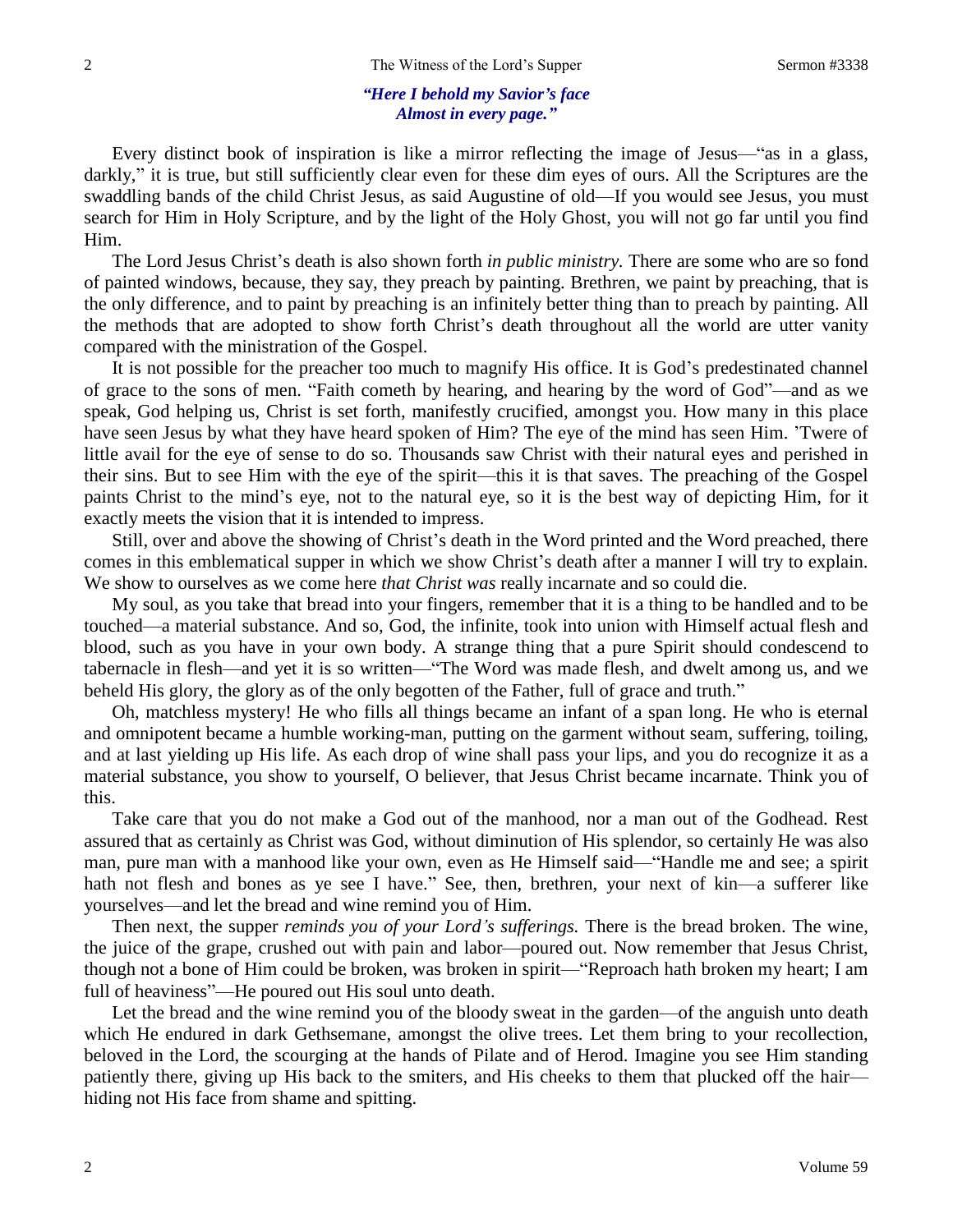***"Here I behold my Savior's face***
***Almost in every page."***

Every distinct book of inspiration is like a mirror reflecting the image of Jesus—"as in a glass, darkly," it is true, but still sufficiently clear even for these dim eyes of ours. All the Scriptures are the swaddling bands of the child Christ Jesus, as said Augustine of old—If you would see Jesus, you must search for Him in Holy Scripture, and by the light of the Holy Ghost, you will not go far until you find Him.

The Lord Jesus Christ's death is also shown forth *in public ministry.* There are some who are so fond of painted windows, because, they say, they preach by painting. Brethren, we paint by preaching, that is the only difference, and to paint by preaching is an infinitely better thing than to preach by painting. All the methods that are adopted to show forth Christ's death throughout all the world are utter vanity compared with the ministration of the Gospel.

It is not possible for the preacher too much to magnify His office. It is God's predestinated channel of grace to the sons of men. "Faith cometh by hearing, and hearing by the word of God"—and as we speak, God helping us, Christ is set forth, manifestly crucified, amongst you. How many in this place have seen Jesus by what they have heard spoken of Him? The eye of the mind has seen Him. 'Twere of little avail for the eye of sense to do so. Thousands saw Christ with their natural eyes and perished in their sins. But to see Him with the eye of the spirit—this it is that saves. The preaching of the Gospel paints Christ to the mind's eye, not to the natural eye, so it is the best way of depicting Him, for it exactly meets the vision that it is intended to impress.

Still, over and above the showing of Christ's death in the Word printed and the Word preached, there comes in this emblematical supper in which we show Christ's death after a manner I will try to explain. We show to ourselves as we come here *that Christ was* really incarnate and so could die.

My soul, as you take that bread into your fingers, remember that it is a thing to be handled and to be touched—a material substance. And so, God, the infinite, took into union with Himself actual flesh and blood, such as you have in your own body. A strange thing that a pure Spirit should condescend to tabernacle in flesh—and yet it is so written—"The Word was made flesh, and dwelt among us, and we beheld His glory, the glory as of the only begotten of the Father, full of grace and truth."

Oh, matchless mystery! He who fills all things became an infant of a span long. He who is eternal and omnipotent became a humble working-man, putting on the garment without seam, suffering, toiling, and at last yielding up His life. As each drop of wine shall pass your lips, and you do recognize it as a material substance, you show to yourself, O believer, that Jesus Christ became incarnate. Think you of this.

Take care that you do not make a God out of the manhood, nor a man out of the Godhead. Rest assured that as certainly as Christ was God, without diminution of His splendor, so certainly He was also man, pure man with a manhood like your own, even as He Himself said—"Handle me and see; a spirit hath not flesh and bones as ye see I have." See, then, brethren, your next of kin—a sufferer like yourselves—and let the bread and wine remind you of Him.

Then next, the supper *reminds you of your Lord's sufferings.* There is the bread broken. The wine, the juice of the grape, crushed out with pain and labor—poured out. Now remember that Jesus Christ, though not a bone of Him could be broken, was broken in spirit—"Reproach hath broken my heart; I am full of heaviness"—He poured out His soul unto death.

Let the bread and the wine remind you of the bloody sweat in the garden—of the anguish unto death which He endured in dark Gethsemane, amongst the olive trees. Let them bring to your recollection, beloved in the Lord, the scourging at the hands of Pilate and of Herod. Imagine you see Him standing patiently there, giving up His back to the smiters, and His cheeks to them that plucked off the hair—hiding not His face from shame and spitting.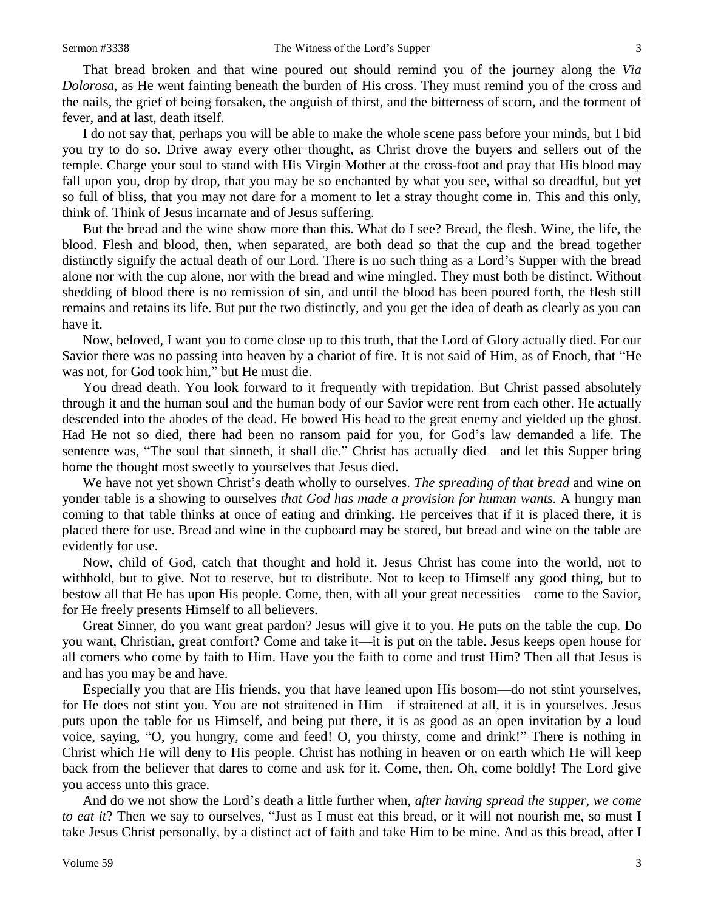That bread broken and that wine poured out should remind you of the journey along the *Via Dolorosa,* as He went fainting beneath the burden of His cross. They must remind you of the cross and the nails, the grief of being forsaken, the anguish of thirst, and the bitterness of scorn, and the torment of fever, and at last, death itself.

I do not say that, perhaps you will be able to make the whole scene pass before your minds, but I bid you try to do so. Drive away every other thought, as Christ drove the buyers and sellers out of the temple. Charge your soul to stand with His Virgin Mother at the cross-foot and pray that His blood may fall upon you, drop by drop, that you may be so enchanted by what you see, withal so dreadful, but yet so full of bliss, that you may not dare for a moment to let a stray thought come in. This and this only, think of. Think of Jesus incarnate and of Jesus suffering.

But the bread and the wine show more than this. What do I see? Bread, the flesh. Wine, the life, the blood. Flesh and blood, then, when separated, are both dead so that the cup and the bread together distinctly signify the actual death of our Lord. There is no such thing as a Lord's Supper with the bread alone nor with the cup alone, nor with the bread and wine mingled. They must both be distinct. Without shedding of blood there is no remission of sin, and until the blood has been poured forth, the flesh still remains and retains its life. But put the two distinctly, and you get the idea of death as clearly as you can have it.

Now, beloved, I want you to come close up to this truth, that the Lord of Glory actually died. For our Savior there was no passing into heaven by a chariot of fire. It is not said of Him, as of Enoch, that "He was not, for God took him," but He must die.

You dread death. You look forward to it frequently with trepidation. But Christ passed absolutely through it and the human soul and the human body of our Savior were rent from each other. He actually descended into the abodes of the dead. He bowed His head to the great enemy and yielded up the ghost. Had He not so died, there had been no ransom paid for you, for God's law demanded a life. The sentence was, "The soul that sinneth, it shall die." Christ has actually died—and let this Supper bring home the thought most sweetly to yourselves that Jesus died.

We have not yet shown Christ's death wholly to ourselves. *The spreading of that bread* and wine on yonder table is a showing to ourselves *that God has made a provision for human wants.* A hungry man coming to that table thinks at once of eating and drinking. He perceives that if it is placed there, it is placed there for use. Bread and wine in the cupboard may be stored, but bread and wine on the table are evidently for use.

Now, child of God, catch that thought and hold it. Jesus Christ has come into the world, not to withhold, but to give. Not to reserve, but to distribute. Not to keep to Himself any good thing, but to bestow all that He has upon His people. Come, then, with all your great necessities—come to the Savior, for He freely presents Himself to all believers.

Great Sinner, do you want great pardon? Jesus will give it to you. He puts on the table the cup. Do you want, Christian, great comfort? Come and take it—it is put on the table. Jesus keeps open house for all comers who come by faith to Him. Have you the faith to come and trust Him? Then all that Jesus is and has you may be and have.

Especially you that are His friends, you that have leaned upon His bosom—do not stint yourselves, for He does not stint you. You are not straitened in Him—if straitened at all, it is in yourselves. Jesus puts upon the table for us Himself, and being put there, it is as good as an open invitation by a loud voice, saying, "O, you hungry, come and feed! O, you thirsty, come and drink!" There is nothing in Christ which He will deny to His people. Christ has nothing in heaven or on earth which He will keep back from the believer that dares to come and ask for it. Come, then. Oh, come boldly! The Lord give you access unto this grace.

And do we not show the Lord's death a little further when, *after having spread the supper, we come to eat it*? Then we say to ourselves, "Just as I must eat this bread, or it will not nourish me, so must I take Jesus Christ personally, by a distinct act of faith and take Him to be mine. And as this bread, after I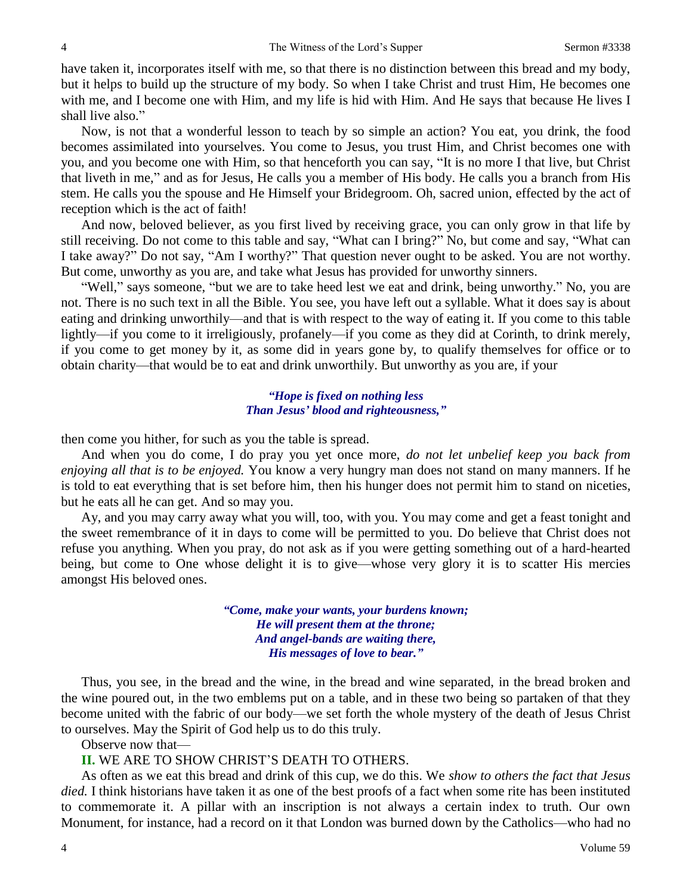have taken it, incorporates itself with me, so that there is no distinction between this bread and my body, but it helps to build up the structure of my body. So when I take Christ and trust Him, He becomes one with me, and I become one with Him, and my life is hid with Him. And He says that because He lives I shall live also."

Now, is not that a wonderful lesson to teach by so simple an action? You eat, you drink, the food becomes assimilated into yourselves. You come to Jesus, you trust Him, and Christ becomes one with you, and you become one with Him, so that henceforth you can say, "It is no more I that live, but Christ that liveth in me," and as for Jesus, He calls you a member of His body. He calls you a branch from His stem. He calls you the spouse and He Himself your Bridegroom. Oh, sacred union, effected by the act of reception which is the act of faith!

And now, beloved believer, as you first lived by receiving grace, you can only grow in that life by still receiving. Do not come to this table and say, "What can I bring?" No, but come and say, "What can I take away?" Do not say, "Am I worthy?" That question never ought to be asked. You are not worthy. But come, unworthy as you are, and take what Jesus has provided for unworthy sinners.

"Well," says someone, "but we are to take heed lest we eat and drink, being unworthy." No, you are not. There is no such text in all the Bible. You see, you have left out a syllable. What it does say is about eating and drinking unworthily—and that is with respect to the way of eating it. If you come to this table lightly—if you come to it irreligiously, profanely—if you come as they did at Corinth, to drink merely, if you come to get money by it, as some did in years gone by, to qualify themselves for office or to obtain charity—that would be to eat and drink unworthily. But unworthy as you are, if your

*"Hope is fixed on nothing less*
*Than Jesus' blood and righteousness,"*

then come you hither, for such as you the table is spread.

And when you do come, I do pray you yet once more, *do not let unbelief keep you back from enjoying all that is to be enjoyed.* You know a very hungry man does not stand on many manners. If he is told to eat everything that is set before him, then his hunger does not permit him to stand on niceties, but he eats all he can get. And so may you.

Ay, and you may carry away what you will, too, with you. You may come and get a feast tonight and the sweet remembrance of it in days to come will be permitted to you. Do believe that Christ does not refuse you anything. When you pray, do not ask as if you were getting something out of a hard-hearted being, but come to One whose delight it is to give—whose very glory it is to scatter His mercies amongst His beloved ones.

*"Come, make your wants, your burdens known;*
*He will present them at the throne;*
*And angel-bands are waiting there,*
*His messages of love to bear."*

Thus, you see, in the bread and the wine, in the bread and wine separated, in the bread broken and the wine poured out, in the two emblems put on a table, and in these two being so partaken of that they become united with the fabric of our body—we set forth the whole mystery of the death of Jesus Christ to ourselves. May the Spirit of God help us to do this truly.

Observe now that—

**II.** WE ARE TO SHOW CHRIST'S DEATH TO OTHERS.

As often as we eat this bread and drink of this cup, we do this. We *show to others the fact that Jesus died.* I think historians have taken it as one of the best proofs of a fact when some rite has been instituted to commemorate it. A pillar with an inscription is not always a certain index to truth. Our own Monument, for instance, had a record on it that London was burned down by the Catholics—who had no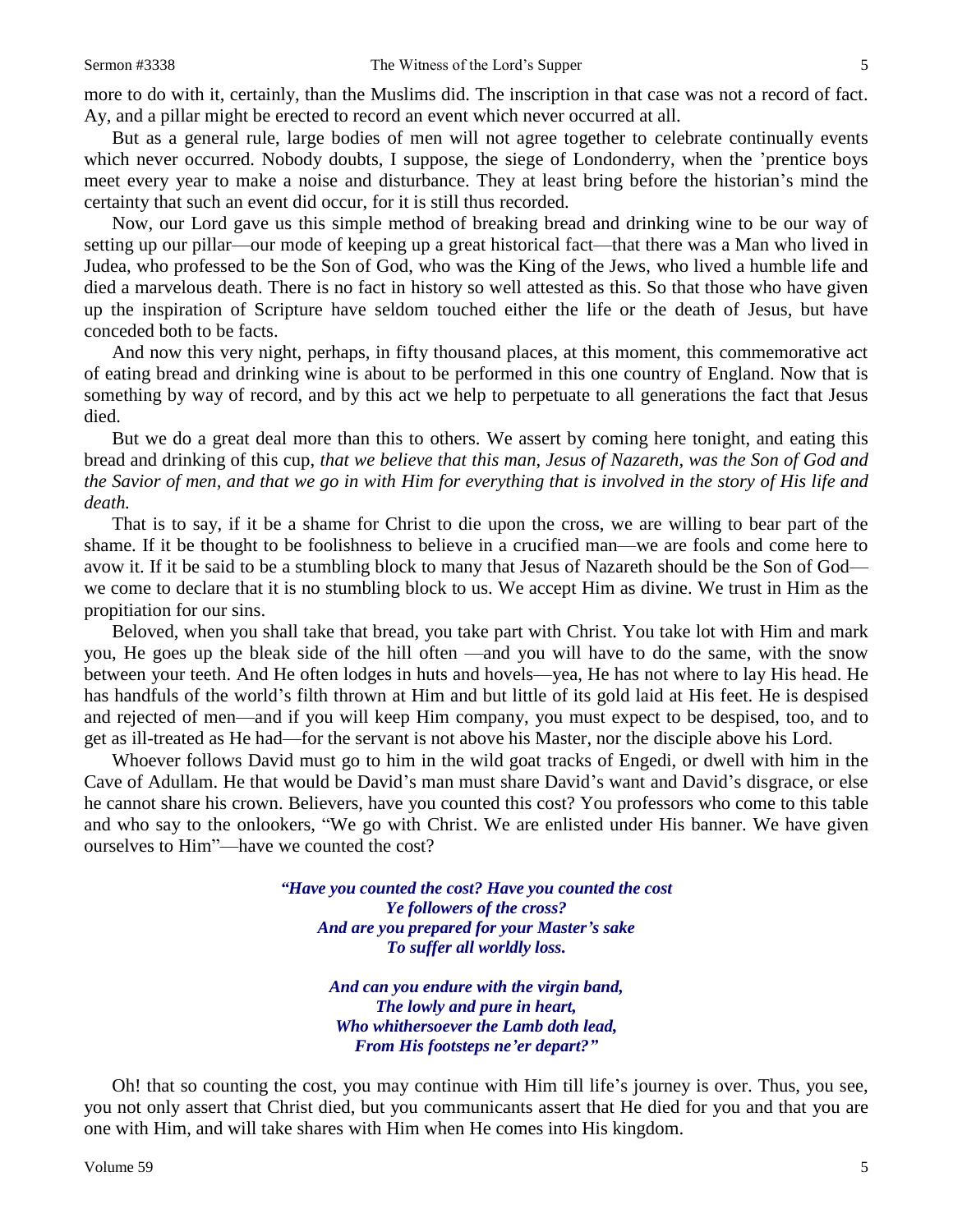more to do with it, certainly, than the Muslims did. The inscription in that case was not a record of fact. Ay, and a pillar might be erected to record an event which never occurred at all.

But as a general rule, large bodies of men will not agree together to celebrate continually events which never occurred. Nobody doubts, I suppose, the siege of Londonderry, when the 'prentice boys meet every year to make a noise and disturbance. They at least bring before the historian's mind the certainty that such an event did occur, for it is still thus recorded.

Now, our Lord gave us this simple method of breaking bread and drinking wine to be our way of setting up our pillar—our mode of keeping up a great historical fact—that there was a Man who lived in Judea, who professed to be the Son of God, who was the King of the Jews, who lived a humble life and died a marvelous death. There is no fact in history so well attested as this. So that those who have given up the inspiration of Scripture have seldom touched either the life or the death of Jesus, but have conceded both to be facts.

And now this very night, perhaps, in fifty thousand places, at this moment, this commemorative act of eating bread and drinking wine is about to be performed in this one country of England. Now that is something by way of record, and by this act we help to perpetuate to all generations the fact that Jesus died.

But we do a great deal more than this to others. We assert by coming here tonight, and eating this bread and drinking of this cup, *that we believe that this man, Jesus of Nazareth, was the Son of God and the Savior of men, and that we go in with Him for everything that is involved in the story of His life and death.*

That is to say, if it be a shame for Christ to die upon the cross, we are willing to bear part of the shame. If it be thought to be foolishness to believe in a crucified man—we are fools and come here to avow it. If it be said to be a stumbling block to many that Jesus of Nazareth should be the Son of God—we come to declare that it is no stumbling block to us. We accept Him as divine. We trust in Him as the propitiation for our sins.

Beloved, when you shall take that bread, you take part with Christ. You take lot with Him and mark you, He goes up the bleak side of the hill often —and you will have to do the same, with the snow between your teeth. And He often lodges in huts and hovels—yea, He has not where to lay His head. He has handfuls of the world's filth thrown at Him and but little of its gold laid at His feet. He is despised and rejected of men—and if you will keep Him company, you must expect to be despised, too, and to get as ill-treated as He had—for the servant is not above his Master, nor the disciple above his Lord.

Whoever follows David must go to him in the wild goat tracks of Engedi, or dwell with him in the Cave of Adullam. He that would be David's man must share David's want and David's disgrace, or else he cannot share his crown. Believers, have you counted this cost? You professors who come to this table and who say to the onlookers, "We go with Christ. We are enlisted under His banner. We have given ourselves to Him"—have we counted the cost?

> ***"Have you counted the cost? Have you counted the cost***
> ***Ye followers of the cross?***
> ***And are you prepared for your Master's sake***
> ***To suffer all worldly loss.***
>
> ***And can you endure with the virgin band,***
> ***The lowly and pure in heart,***
> ***Who whithersoever the Lamb doth lead,***
> ***From His footsteps ne'er depart?"***

Oh! that so counting the cost, you may continue with Him till life's journey is over. Thus, you see, you not only assert that Christ died, but you communicants assert that He died for you and that you are one with Him, and will take shares with Him when He comes into His kingdom.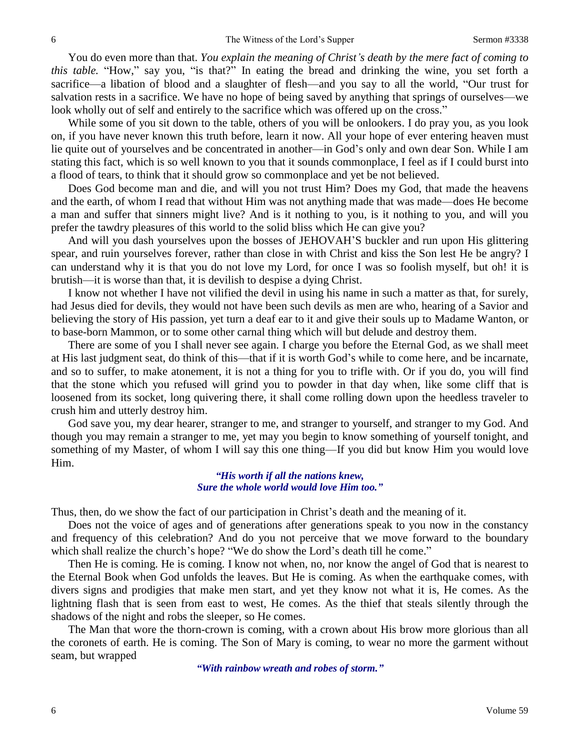You do even more than that. *You explain the meaning of Christ's death by the mere fact of coming to this table.* "How," say you, "is that?" In eating the bread and drinking the wine, you set forth a sacrifice—a libation of blood and a slaughter of flesh—and you say to all the world, "Our trust for salvation rests in a sacrifice. We have no hope of being saved by anything that springs of ourselves—we look wholly out of self and entirely to the sacrifice which was offered up on the cross."

While some of you sit down to the table, others of you will be onlookers. I do pray you, as you look on, if you have never known this truth before, learn it now. All your hope of ever entering heaven must lie quite out of yourselves and be concentrated in another—in God's only and own dear Son. While I am stating this fact, which is so well known to you that it sounds commonplace, I feel as if I could burst into a flood of tears, to think that it should grow so commonplace and yet be not believed.

Does God become man and die, and will you not trust Him? Does my God, that made the heavens and the earth, of whom I read that without Him was not anything made that was made—does He become a man and suffer that sinners might live? And is it nothing to you, is it nothing to you, and will you prefer the tawdry pleasures of this world to the solid bliss which He can give you?

And will you dash yourselves upon the bosses of JEHOVAH'S buckler and run upon His glittering spear, and ruin yourselves forever, rather than close in with Christ and kiss the Son lest He be angry? I can understand why it is that you do not love my Lord, for once I was so foolish myself, but oh! it is brutish—it is worse than that, it is devilish to despise a dying Christ.

I know not whether I have not vilified the devil in using his name in such a matter as that, for surely, had Jesus died for devils, they would not have been such devils as men are who, hearing of a Savior and believing the story of His passion, yet turn a deaf ear to it and give their souls up to Madame Wanton, or to base-born Mammon, or to some other carnal thing which will but delude and destroy them.

There are some of you I shall never see again. I charge you before the Eternal God, as we shall meet at His last judgment seat, do think of this—that if it is worth God's while to come here, and be incarnate, and so to suffer, to make atonement, it is not a thing for you to trifle with. Or if you do, you will find that the stone which you refused will grind you to powder in that day when, like some cliff that is loosened from its socket, long quivering there, it shall come rolling down upon the heedless traveler to crush him and utterly destroy him.

God save you, my dear hearer, stranger to me, and stranger to yourself, and stranger to my God. And though you may remain a stranger to me, yet may you begin to know something of yourself tonight, and something of my Master, of whom I will say this one thing—If you did but know Him you would love Him.

> ***"His worth if all the nations knew,***
> ***Sure the whole world would love Him too."***

Thus, then, do we show the fact of our participation in Christ's death and the meaning of it.

Does not the voice of ages and of generations after generations speak to you now in the constancy and frequency of this celebration? And do you not perceive that we move forward to the boundary which shall realize the church's hope? "We do show the Lord's death till he come."

Then He is coming. He is coming. I know not when, no, nor know the angel of God that is nearest to the Eternal Book when God unfolds the leaves. But He is coming. As when the earthquake comes, with divers signs and prodigies that make men start, and yet they know not what it is, He comes. As the lightning flash that is seen from east to west, He comes. As the thief that steals silently through the shadows of the night and robs the sleeper, so He comes.

The Man that wore the thorn-crown is coming, with a crown about His brow more glorious than all the coronets of earth. He is coming. The Son of Mary is coming, to wear no more the garment without seam, but wrapped

> ***"With rainbow wreath and robes of storm."***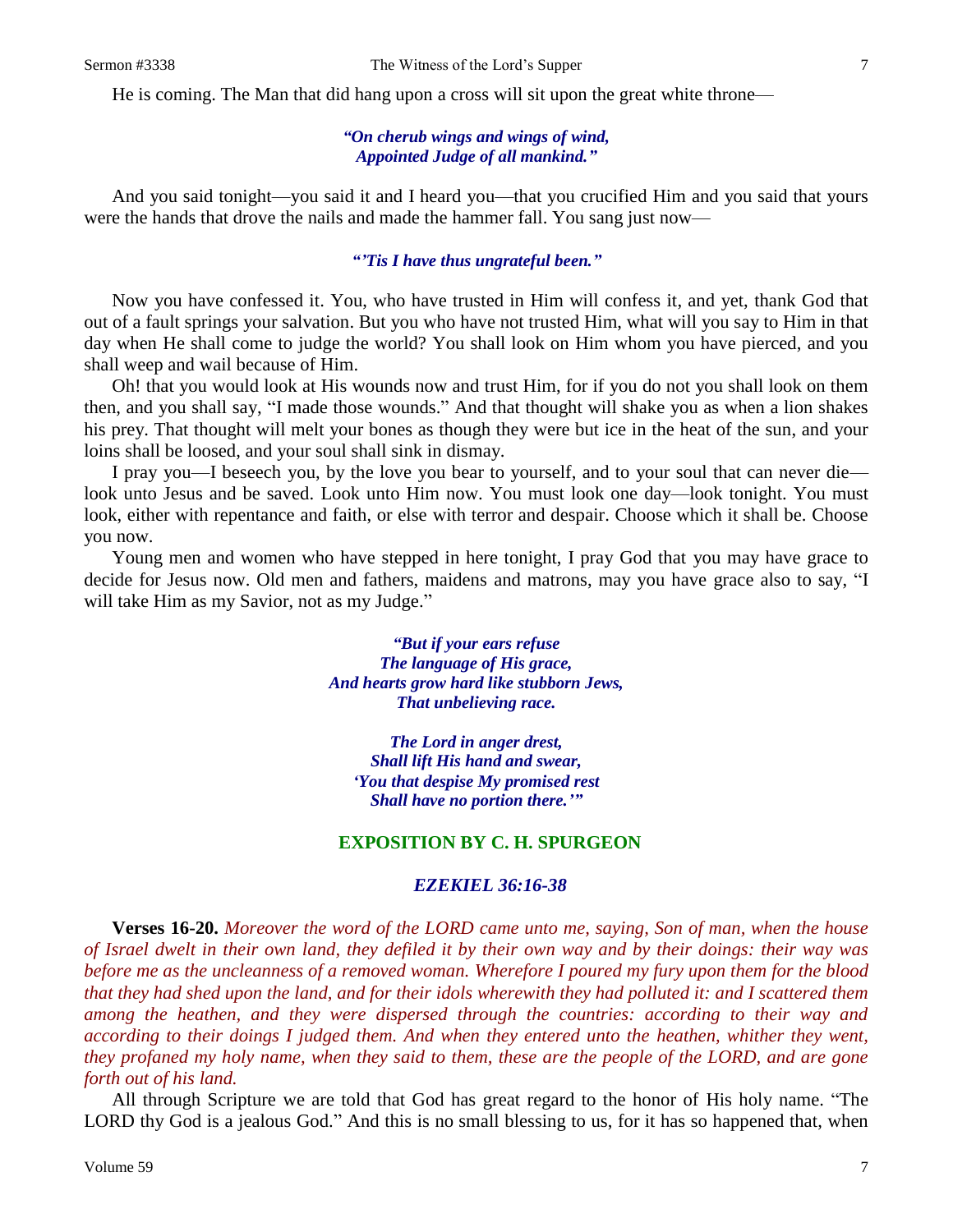He is coming. The Man that did hang upon a cross will sit upon the great white throne—

> ***"On cherub wings and wings of wind,***
> ***Appointed Judge of all mankind."***

And you said tonight—you said it and I heard you—that you crucified Him and you said that yours were the hands that drove the nails and made the hammer fall. You sang just now—

> ***"'Tis I have thus ungrateful been."***

Now you have confessed it. You, who have trusted in Him will confess it, and yet, thank God that out of a fault springs your salvation. But you who have not trusted Him, what will you say to Him in that day when He shall come to judge the world? You shall look on Him whom you have pierced, and you shall weep and wail because of Him.

Oh! that you would look at His wounds now and trust Him, for if you do not you shall look on them then, and you shall say, "I made those wounds." And that thought will shake you as when a lion shakes his prey. That thought will melt your bones as though they were but ice in the heat of the sun, and your loins shall be loosed, and your soul shall sink in dismay.

I pray you—I beseech you, by the love you bear to yourself, and to your soul that can never die—look unto Jesus and be saved. Look unto Him now. You must look one day—look tonight. You must look, either with repentance and faith, or else with terror and despair. Choose which it shall be. Choose you now.

Young men and women who have stepped in here tonight, I pray God that you may have grace to decide for Jesus now. Old men and fathers, maidens and matrons, may you have grace also to say, "I will take Him as my Savior, not as my Judge."

> ***"But if your ears refuse***
> ***The language of His grace,***
> ***And hearts grow hard like stubborn Jews,***
> ***That unbelieving race.***
>
> ***The Lord in anger drest,***
> ***Shall lift His hand and swear,***
> ***'You that despise My promised rest***
> ***Shall have no portion there.'"***

## EXPOSITION BY C. H. SPURGEON

### *EZEKIEL 36:16-38*

**Verses 16-20.** *Moreover the word of the LORD came unto me, saying, Son of man, when the house of Israel dwelt in their own land, they defiled it by their own way and by their doings: their way was before me as the uncleanness of a removed woman. Wherefore I poured my fury upon them for the blood that they had shed upon the land, and for their idols wherewith they had polluted it: and I scattered them among the heathen, and they were dispersed through the countries: according to their way and according to their doings I judged them. And when they entered unto the heathen, whither they went, they profaned my holy name, when they said to them, these are the people of the LORD, and are gone forth out of his land.*

All through Scripture we are told that God has great regard to the honor of His holy name. "The LORD thy God is a jealous God." And this is no small blessing to us, for it has so happened that, when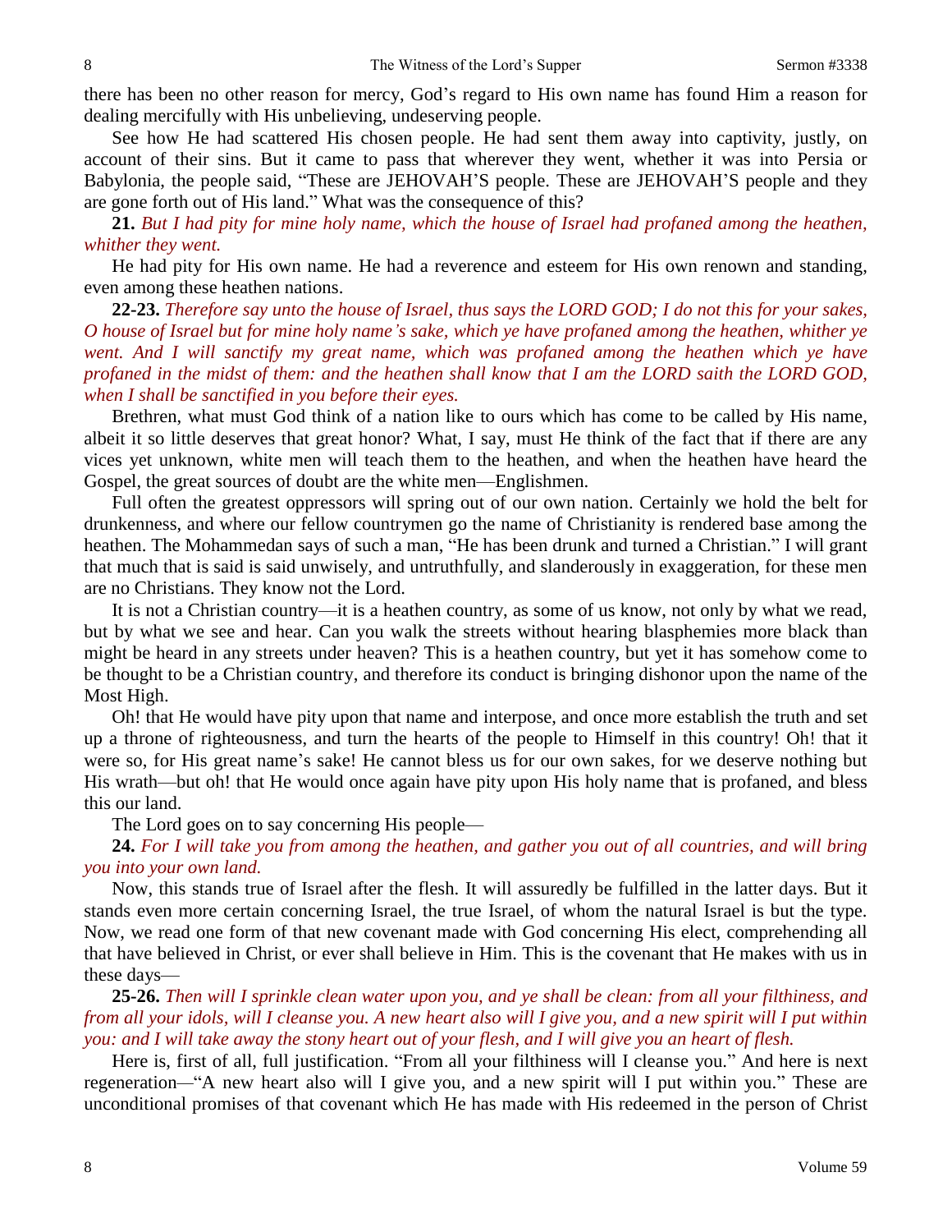there has been no other reason for mercy, God's regard to His own name has found Him a reason for dealing mercifully with His unbelieving, undeserving people.

See how He had scattered His chosen people. He had sent them away into captivity, justly, on account of their sins. But it came to pass that wherever they went, whether it was into Persia or Babylonia, the people said, "These are JEHOVAH'S people. These are JEHOVAH'S people and they are gone forth out of His land." What was the consequence of this?

**21.** *But I had pity for mine holy name, which the house of Israel had profaned among the heathen, whither they went.*

He had pity for His own name. He had a reverence and esteem for His own renown and standing, even among these heathen nations.

**22-23.** *Therefore say unto the house of Israel, thus says the LORD GOD; I do not this for your sakes, O house of Israel but for mine holy name's sake, which ye have profaned among the heathen, whither ye went. And I will sanctify my great name, which was profaned among the heathen which ye have profaned in the midst of them: and the heathen shall know that I am the LORD saith the LORD GOD, when I shall be sanctified in you before their eyes.*

Brethren, what must God think of a nation like to ours which has come to be called by His name, albeit it so little deserves that great honor? What, I say, must He think of the fact that if there are any vices yet unknown, white men will teach them to the heathen, and when the heathen have heard the Gospel, the great sources of doubt are the white men—Englishmen.

Full often the greatest oppressors will spring out of our own nation. Certainly we hold the belt for drunkenness, and where our fellow countrymen go the name of Christianity is rendered base among the heathen. The Mohammedan says of such a man, "He has been drunk and turned a Christian." I will grant that much that is said is said unwisely, and untruthfully, and slanderously in exaggeration, for these men are no Christians. They know not the Lord.

It is not a Christian country—it is a heathen country, as some of us know, not only by what we read, but by what we see and hear. Can you walk the streets without hearing blasphemies more black than might be heard in any streets under heaven? This is a heathen country, but yet it has somehow come to be thought to be a Christian country, and therefore its conduct is bringing dishonor upon the name of the Most High.

Oh! that He would have pity upon that name and interpose, and once more establish the truth and set up a throne of righteousness, and turn the hearts of the people to Himself in this country! Oh! that it were so, for His great name's sake! He cannot bless us for our own sakes, for we deserve nothing but His wrath—but oh! that He would once again have pity upon His holy name that is profaned, and bless this our land.

The Lord goes on to say concerning His people—

**24.** *For I will take you from among the heathen, and gather you out of all countries, and will bring you into your own land.*

Now, this stands true of Israel after the flesh. It will assuredly be fulfilled in the latter days. But it stands even more certain concerning Israel, the true Israel, of whom the natural Israel is but the type. Now, we read one form of that new covenant made with God concerning His elect, comprehending all that have believed in Christ, or ever shall believe in Him. This is the covenant that He makes with us in these days—

**25-26.** *Then will I sprinkle clean water upon you, and ye shall be clean: from all your filthiness, and from all your idols, will I cleanse you. A new heart also will I give you, and a new spirit will I put within you: and I will take away the stony heart out of your flesh, and I will give you an heart of flesh.*

Here is, first of all, full justification. "From all your filthiness will I cleanse you." And here is next regeneration—"A new heart also will I give you, and a new spirit will I put within you." These are unconditional promises of that covenant which He has made with His redeemed in the person of Christ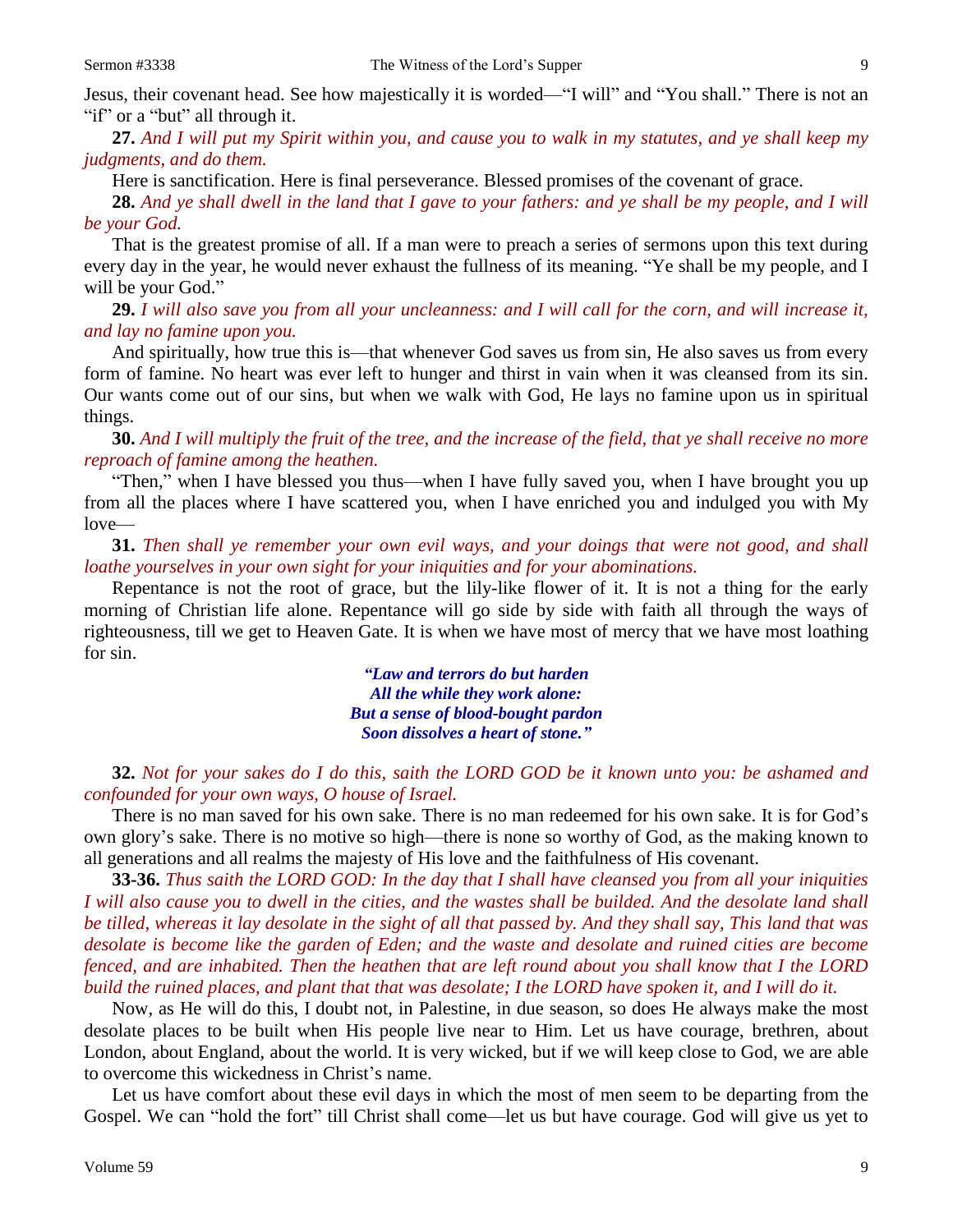Jesus, their covenant head. See how majestically it is worded—"I will" and "You shall." There is not an "if" or a "but" all through it.

**27.** *And I will put my Spirit within you, and cause you to walk in my statutes, and ye shall keep my judgments, and do them.*

Here is sanctification. Here is final perseverance. Blessed promises of the covenant of grace.

**28.** *And ye shall dwell in the land that I gave to your fathers: and ye shall be my people, and I will be your God.*

That is the greatest promise of all. If a man were to preach a series of sermons upon this text during every day in the year, he would never exhaust the fullness of its meaning. "Ye shall be my people, and I will be your God."

**29.** *I will also save you from all your uncleanness: and I will call for the corn, and will increase it, and lay no famine upon you.*

And spiritually, how true this is—that whenever God saves us from sin, He also saves us from every form of famine. No heart was ever left to hunger and thirst in vain when it was cleansed from its sin. Our wants come out of our sins, but when we walk with God, He lays no famine upon us in spiritual things.

**30.** *And I will multiply the fruit of the tree, and the increase of the field, that ye shall receive no more reproach of famine among the heathen.*

"Then," when I have blessed you thus—when I have fully saved you, when I have brought you up from all the places where I have scattered you, when I have enriched you and indulged you with My love—

**31.** *Then shall ye remember your own evil ways, and your doings that were not good, and shall loathe yourselves in your own sight for your iniquities and for your abominations.*

Repentance is not the root of grace, but the lily-like flower of it. It is not a thing for the early morning of Christian life alone. Repentance will go side by side with faith all through the ways of righteousness, till we get to Heaven Gate. It is when we have most of mercy that we have most loathing for sin.

> ***"Law and terrors do but harden***
> ***All the while they work alone:***
> ***But a sense of blood-bought pardon***
> ***Soon dissolves a heart of stone."***

**32.** *Not for your sakes do I do this, saith the LORD GOD be it known unto you: be ashamed and confounded for your own ways, O house of Israel.*

There is no man saved for his own sake. There is no man redeemed for his own sake. It is for God's own glory's sake. There is no motive so high—there is none so worthy of God, as the making known to all generations and all realms the majesty of His love and the faithfulness of His covenant.

**33-36.** *Thus saith the LORD GOD: In the day that I shall have cleansed you from all your iniquities I will also cause you to dwell in the cities, and the wastes shall be builded. And the desolate land shall be tilled, whereas it lay desolate in the sight of all that passed by. And they shall say, This land that was desolate is become like the garden of Eden; and the waste and desolate and ruined cities are become fenced, and are inhabited. Then the heathen that are left round about you shall know that I the LORD build the ruined places, and plant that that was desolate; I the LORD have spoken it, and I will do it.*

Now, as He will do this, I doubt not, in Palestine, in due season, so does He always make the most desolate places to be built when His people live near to Him. Let us have courage, brethren, about London, about England, about the world. It is very wicked, but if we will keep close to God, we are able to overcome this wickedness in Christ's name.

Let us have comfort about these evil days in which the most of men seem to be departing from the Gospel. We can "hold the fort" till Christ shall come—let us but have courage. God will give us yet to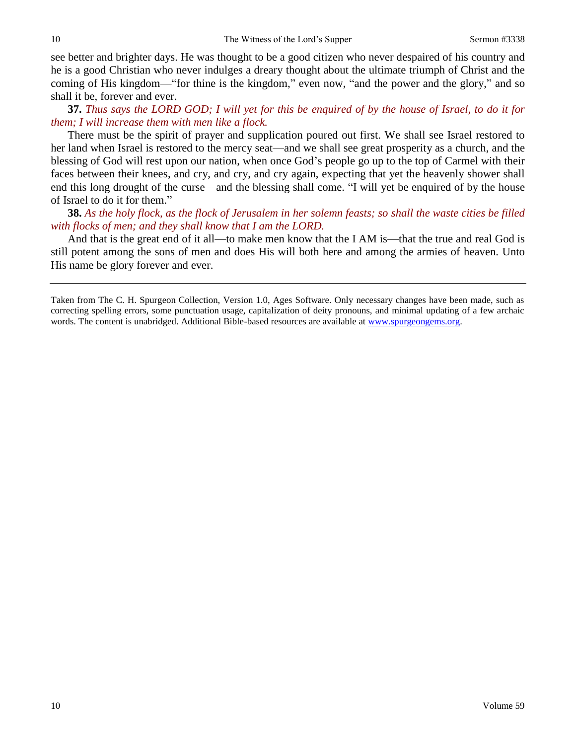see better and brighter days. He was thought to be a good citizen who never despaired of his country and he is a good Christian who never indulges a dreary thought about the ultimate triumph of Christ and the coming of His kingdom—"for thine is the kingdom," even now, "and the power and the glory," and so shall it be, forever and ever.

**37.** *Thus says the LORD GOD; I will yet for this be enquired of by the house of Israel, to do it for them; I will increase them with men like a flock.*

There must be the spirit of prayer and supplication poured out first. We shall see Israel restored to her land when Israel is restored to the mercy seat—and we shall see great prosperity as a church, and the blessing of God will rest upon our nation, when once God's people go up to the top of Carmel with their faces between their knees, and cry, and cry, and cry again, expecting that yet the heavenly shower shall end this long drought of the curse—and the blessing shall come. "I will yet be enquired of by the house of Israel to do it for them."

**38.** *As the holy flock, as the flock of Jerusalem in her solemn feasts; so shall the waste cities be filled with flocks of men; and they shall know that I am the LORD.*

And that is the great end of it all—to make men know that the I AM is—that the true and real God is still potent among the sons of men and does His will both here and among the armies of heaven. Unto His name be glory forever and ever.

---

Taken from The C. H. Spurgeon Collection, Version 1.0, Ages Software. Only necessary changes have been made, such as correcting spelling errors, some punctuation usage, capitalization of deity pronouns, and minimal updating of a few archaic words. The content is unabridged. Additional Bible-based resources are available at www.spurgeongems.org.